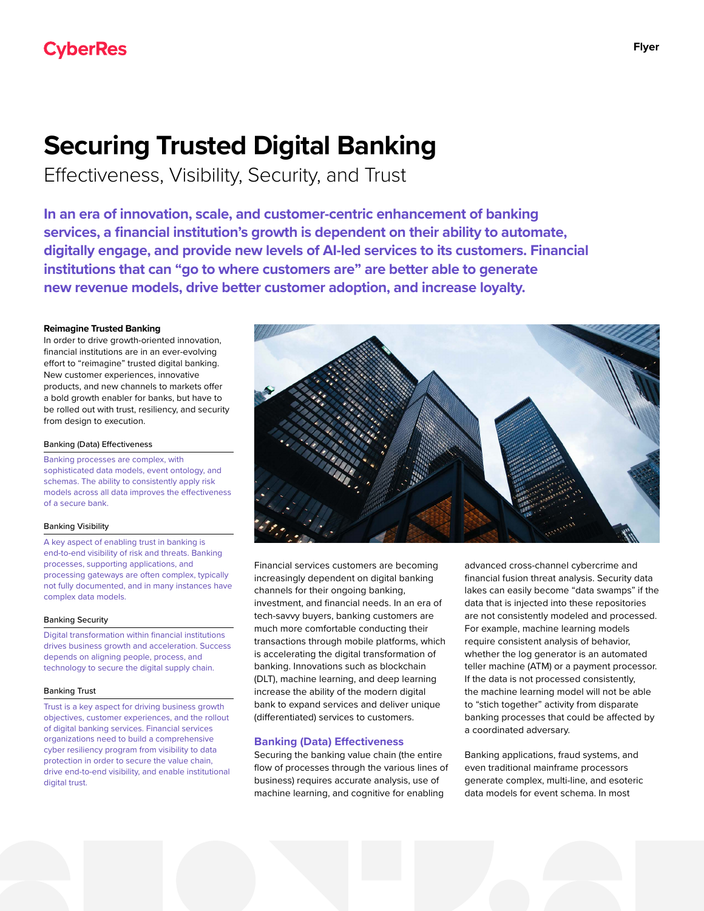CyberRes

Flyer

# Securing Trusted Digital Banking

## Effectiveness, Visibility, Security, and Trust

**In an era of innovation, scale, and customer-centric enhancement of banking services, a financial institution's growth is dependent on their ability to automate, digitally engage, and provide new levels of AI-led services to its customers. Financial institutions that can "go to where customers are" are better able to generate new revenue models, drive better customer adoption, and increase loyalty.**

**Reimagine Trusted Banking**

In order to drive growth-oriented innovation, financial institutions are in an ever-evolving effort to "reimagine" trusted digital banking. New customer experiences, innovative products, and new channels to markets offer a bold growth enabler for banks, but have to be rolled out with trust, resiliency, and security from design to execution.

Banking (Data) Effectiveness

Banking processes are complex, with sophisticated data models, event ontology, and schemas. The ability to consistently apply risk models across all data improves the effectiveness of a secure bank.

Banking Visibility

A key aspect of enabling trust in banking is end-to-end visibility of risk and threats. Banking processes, supporting applications, and processing gateways are often complex, typically not fully documented, and in many instances have complex data models.

Banking Security

Digital transformation within financial institutions drives business growth and acceleration. Success depends on aligning people, process, and technology to secure the digital supply chain.

Banking Trust

Trust is a key aspect for driving business growth objectives, customer experiences, and the rollout of digital banking services. Financial services organizations need to build a comprehensive cyber resiliency program from visibility to data protection in order to secure the value chain, drive end-to-end visibility, and enable institutional digital trust.

Financial services customers are becoming increasingly dependent on digital banking channels for their ongoing banking, investment, and financial needs. In an era of tech-savvy buyers, banking customers are much more comfortable conducting their transactions through mobile platforms, which is accelerating the digital transformation of banking. Innovations such as blockchain (DLT), machine learning, and deep learning increase the ability of the modern digital bank to expand services and deliver unique (differentiated) services to customers.

### Banking (Data) Effectiveness

Securing the banking value chain (the entire flow of processes through the various lines of business) requires accurate analysis, use of machine learning, and cognitive for enabling advanced cross-channel cybercrime and financial fusion threat analysis. Security data lakes can easily become "data swamps" if the data that is injected into these repositories are not consistently modeled and processed. For example, machine learning models require consistent analysis of behavior, whether the log generator is an automated teller machine (ATM) or a payment processor. If the data is not processed consistently, the machine learning model will not be able to "stich together" activity from disparate banking processes that could be affected by a coordinated adversary.

Banking applications, fraud systems, and even traditional mainframe processors generate complex, multi-line, and esoteric data models for event schema. In most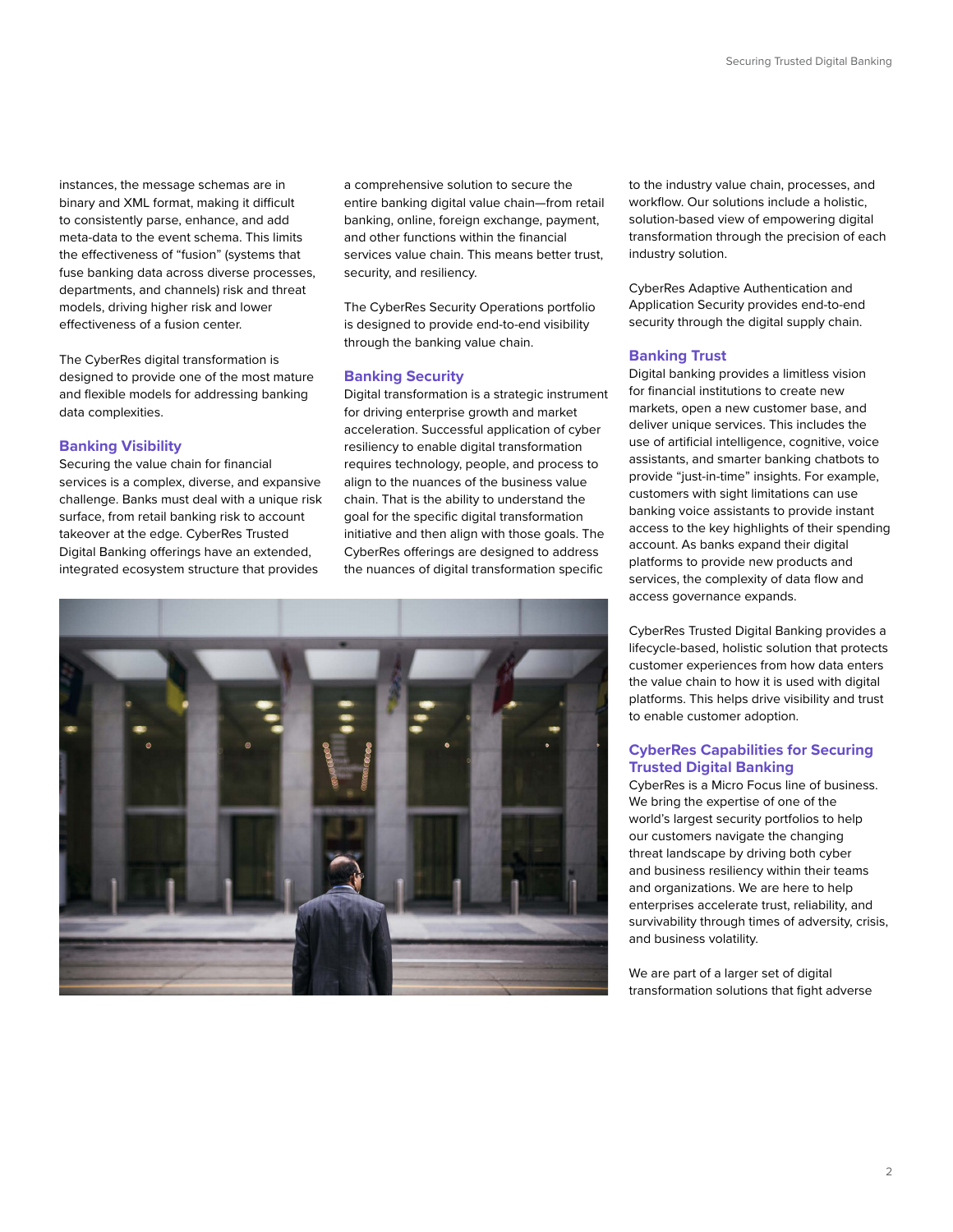instances, the message schemas are in binary and XML format, making it difficult to consistently parse, enhance, and add meta-data to the event schema. This limits the effectiveness of "fusion" (systems that fuse banking data across diverse processes, departments, and channels) risk and threat models, driving higher risk and lower effectiveness of a fusion center.

The CyberRes digital transformation is designed to provide one of the most mature and flexible models for addressing banking data complexities.

## Banking Visibility

Securing the value chain for financial services is a complex, diverse, and expansive challenge. Banks must deal with a unique risk surface, from retail banking risk to account takeover at the edge. CyberRes Trusted Digital Banking offerings have an extended, integrated ecosystem structure that provides a comprehensive solution to secure the entire banking digital value chain—from retail banking, online, foreign exchange, payment, and other functions within the financial services value chain. This means better trust, security, and resiliency.

The CyberRes Security Operations portfolio is designed to provide end-to-end visibility through the banking value chain.

## Banking Security

Digital transformation is a strategic instrument for driving enterprise growth and market acceleration. Successful application of cyber resiliency to enable digital transformation requires technology, people, and process to align to the nuances of the business value chain. That is the ability to understand the goal for the specific digital transformation initiative and then align with those goals. The CyberRes offerings are designed to address the nuances of digital transformation specific to the industry value chain, processes, and workflow. Our solutions include a holistic, solution-based view of empowering digital transformation through the precision of each industry solution.

CyberRes Adaptive Authentication and Application Security provides end-to-end security through the digital supply chain.

## Banking Trust

Digital banking provides a limitless vision for financial institutions to create new markets, open a new customer base, and deliver unique services. This includes the use of artificial intelligence, cognitive, voice assistants, and smarter banking chatbots to provide "just-in-time" insights. For example, customers with sight limitations can use banking voice assistants to provide instant access to the key highlights of their spending account. As banks expand their digital platforms to provide new products and services, the complexity of data flow and access governance expands.

CyberRes Trusted Digital Banking provides a lifecycle-based, holistic solution that protects customer experiences from how data enters the value chain to how it is used with digital platforms. This helps drive visibility and trust to enable customer adoption.

## CyberRes Capabilities for Securing Trusted Digital Banking

CyberRes is a Micro Focus line of business. We bring the expertise of one of the world's largest security portfolios to help our customers navigate the changing threat landscape by driving both cyber and business resiliency within their teams and organizations. We are here to help enterprises accelerate trust, reliability, and survivability through times of adversity, crisis, and business volatility.

We are part of a larger set of digital transformation solutions that fight adverse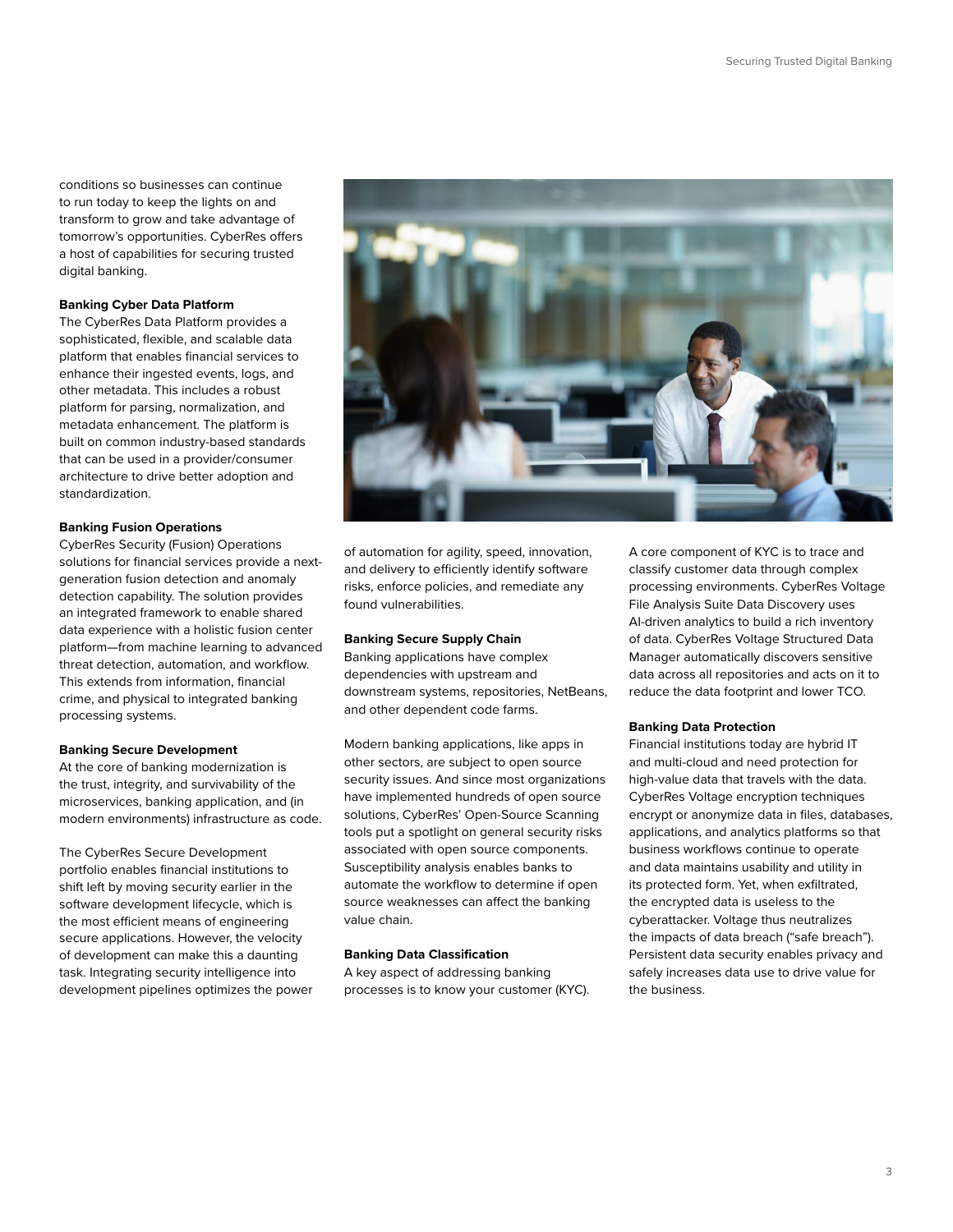conditions so businesses can continue to run today to keep the lights on and transform to grow and take advantage of tomorrow's opportunities. CyberRes offers a host of capabilities for securing trusted digital banking.

**Banking Cyber Data Platform**
The CyberRes Data Platform provides a sophisticated, flexible, and scalable data platform that enables financial services to enhance their ingested events, logs, and other metadata. This includes a robust platform for parsing, normalization, and metadata enhancement. The platform is built on common industry-based standards that can be used in a provider/consumer architecture to drive better adoption and standardization.

**Banking Fusion Operations**
CyberRes Security (Fusion) Operations solutions for financial services provide a next-generation fusion detection and anomaly detection capability. The solution provides an integrated framework to enable shared data experience with a holistic fusion center platform—from machine learning to advanced threat detection, automation, and workflow. This extends from information, financial crime, and physical to integrated banking processing systems.

**Banking Secure Development**
At the core of banking modernization is the trust, integrity, and survivability of the microservices, banking application, and (in modern environments) infrastructure as code.

The CyberRes Secure Development portfolio enables financial institutions to shift left by moving security earlier in the software development lifecycle, which is the most efficient means of engineering secure applications. However, the velocity of development can make this a daunting task. Integrating security intelligence into development pipelines optimizes the power of automation for agility, speed, innovation, and delivery to efficiently identify software risks, enforce policies, and remediate any found vulnerabilities.

**Banking Secure Supply Chain**
Banking applications have complex dependencies with upstream and downstream systems, repositories, NetBeans, and other dependent code farms.

Modern banking applications, like apps in other sectors, are subject to open source security issues. And since most organizations have implemented hundreds of open source solutions, CyberRes' Open-Source Scanning tools put a spotlight on general security risks associated with open source components. Susceptibility analysis enables banks to automate the workflow to determine if open source weaknesses can affect the banking value chain.

**Banking Data Classification**
A key aspect of addressing banking processes is to know your customer (KYC). A core component of KYC is to trace and classify customer data through complex processing environments. CyberRes Voltage File Analysis Suite Data Discovery uses AI-driven analytics to build a rich inventory of data. CyberRes Voltage Structured Data Manager automatically discovers sensitive data across all repositories and acts on it to reduce the data footprint and lower TCO.

**Banking Data Protection**
Financial institutions today are hybrid IT and multi-cloud and need protection for high-value data that travels with the data. CyberRes Voltage encryption techniques encrypt or anonymize data in files, databases, applications, and analytics platforms so that business workflows continue to operate and data maintains usability and utility in its protected form. Yet, when exfiltrated, the encrypted data is useless to the cyberattacker. Voltage thus neutralizes the impacts of data breach ("safe breach"). Persistent data security enables privacy and safely increases data use to drive value for the business.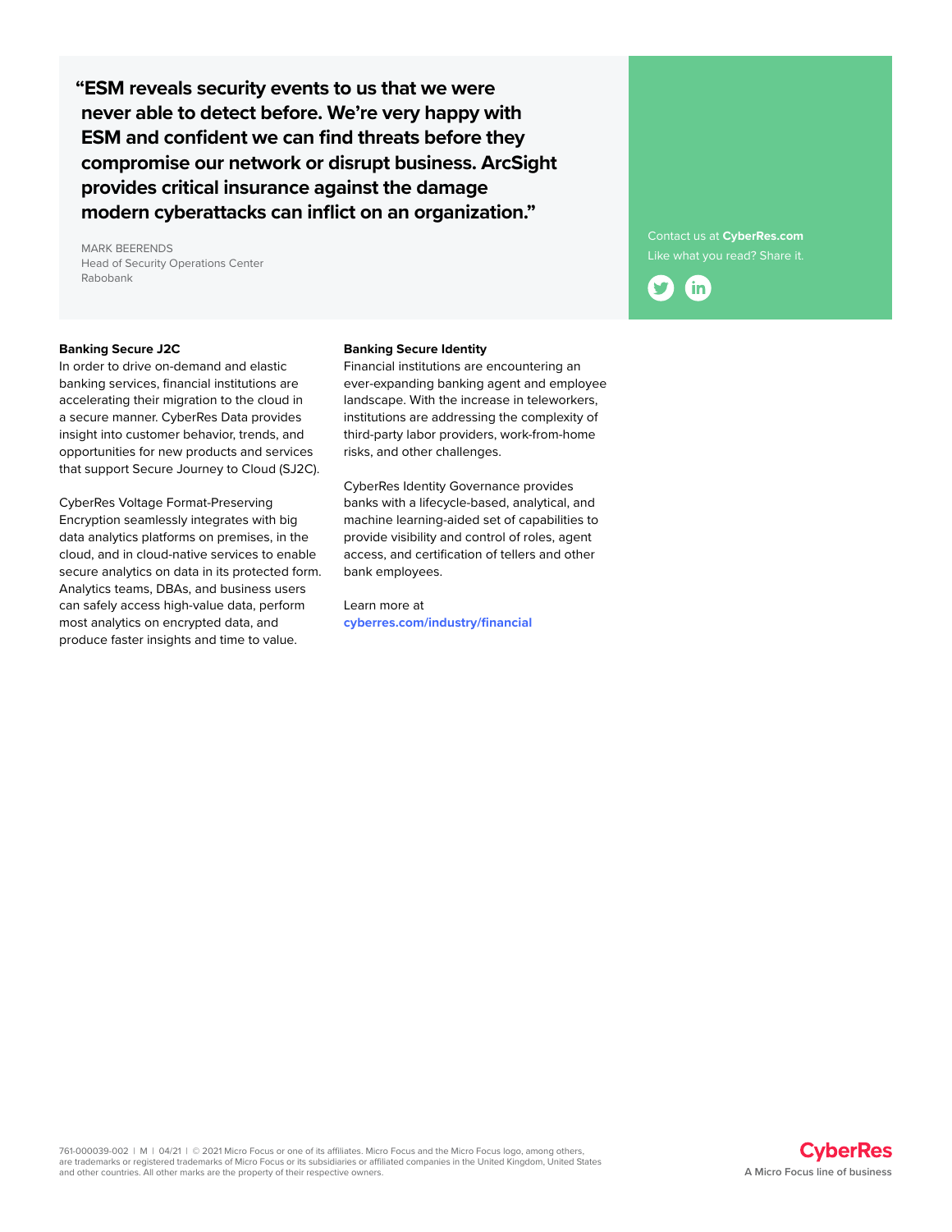> **"ESM reveals security events to us that we were never able to detect before. We're very happy with ESM and confident we can find threats before they compromise our network or disrupt business. ArcSight provides critical insurance against the damage modern cyberattacks can inflict on an organization."**
>
> MARK BEERENDS
> Head of Security Operations Center
> Rabobank

Contact us at **CyberRes.com**
Like what you read? Share it.

**Banking Secure J2C**
In order to drive on-demand and elastic banking services, financial institutions are accelerating their migration to the cloud in a secure manner. CyberRes Data provides insight into customer behavior, trends, and opportunities for new products and services that support Secure Journey to Cloud (SJ2C).

CyberRes Voltage Format-Preserving Encryption seamlessly integrates with big data analytics platforms on premises, in the cloud, and in cloud-native services to enable secure analytics on data in its protected form. Analytics teams, DBAs, and business users can safely access high-value data, perform most analytics on encrypted data, and produce faster insights and time to value.

**Banking Secure Identity**
Financial institutions are encountering an ever-expanding banking agent and employee landscape. With the increase in teleworkers, institutions are addressing the complexity of third-party labor providers, work-from-home risks, and other challenges.

CyberRes Identity Governance provides banks with a lifecycle-based, analytical, and machine learning-aided set of capabilities to provide visibility and control of roles, agent access, and certification of tellers and other bank employees.

Learn more at
**cyberres.com/industry/financial**

761-000039-002 | M | 04/21 | © 2021 Micro Focus or one of its affiliates. Micro Focus and the Micro Focus logo, among others, are trademarks or registered trademarks of Micro Focus or its subsidiaries or affiliated companies in the United Kingdom, United States and other countries. All other marks are the property of their respective owners.

CyberRes
A Micro Focus line of business